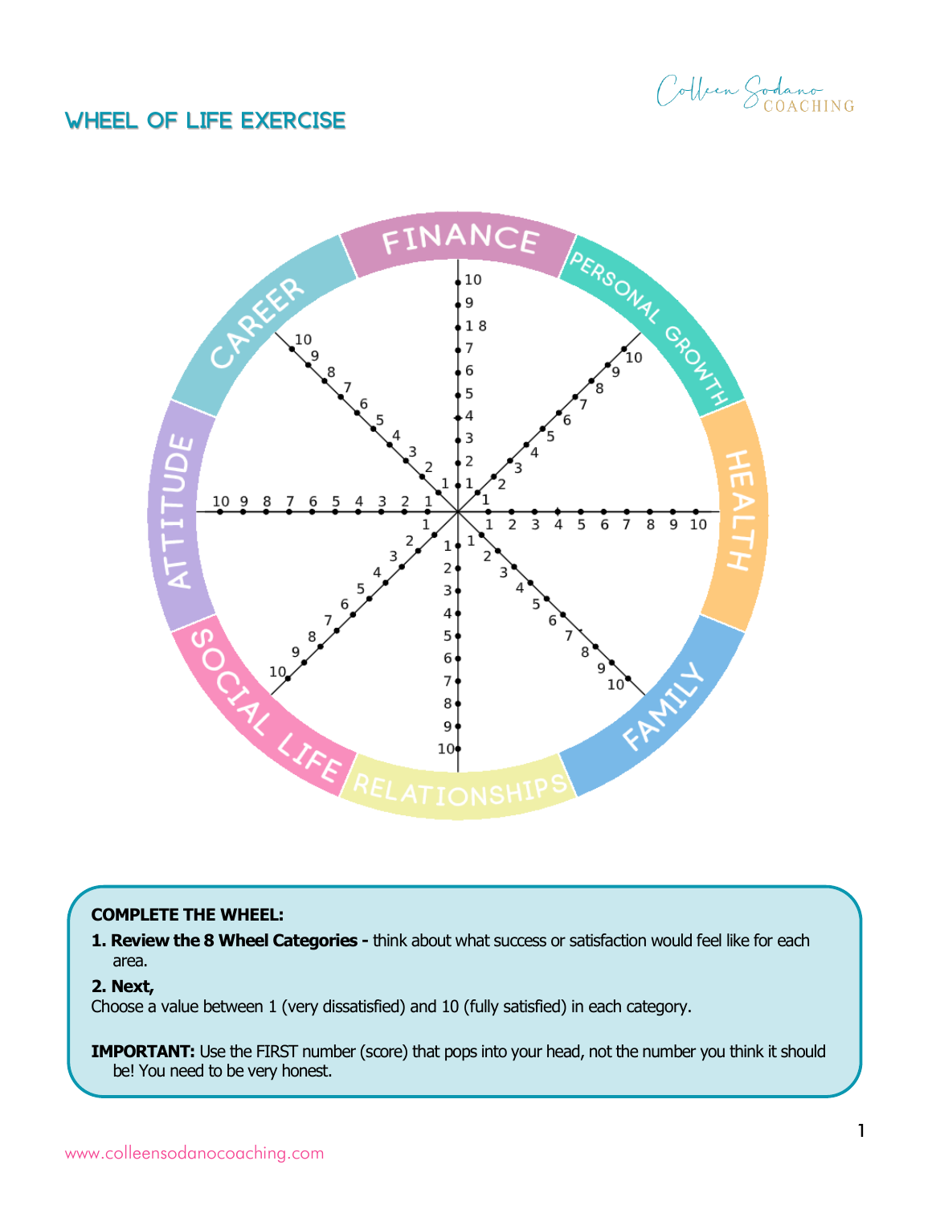# WHEEL OF LIFE EXERCISE

FINANCE

PERSONAL GROWTH

HEALTH

FAMILY

RELATIONSHIPS

SOCIAL LIFE

ATTITUDE

CAREER

**COMPLETE THE WHEEL:**

**1. Review the 8 Wheel Categories -** think about what success or satisfaction would feel like for each area.

**2. Next,**
Choose a value between 1 (very dissatisfied) and 10 (fully satisfied) in each category.

**IMPORTANT:** Use the FIRST number (score) that pops into your head, not the number you think it should be! You need to be very honest.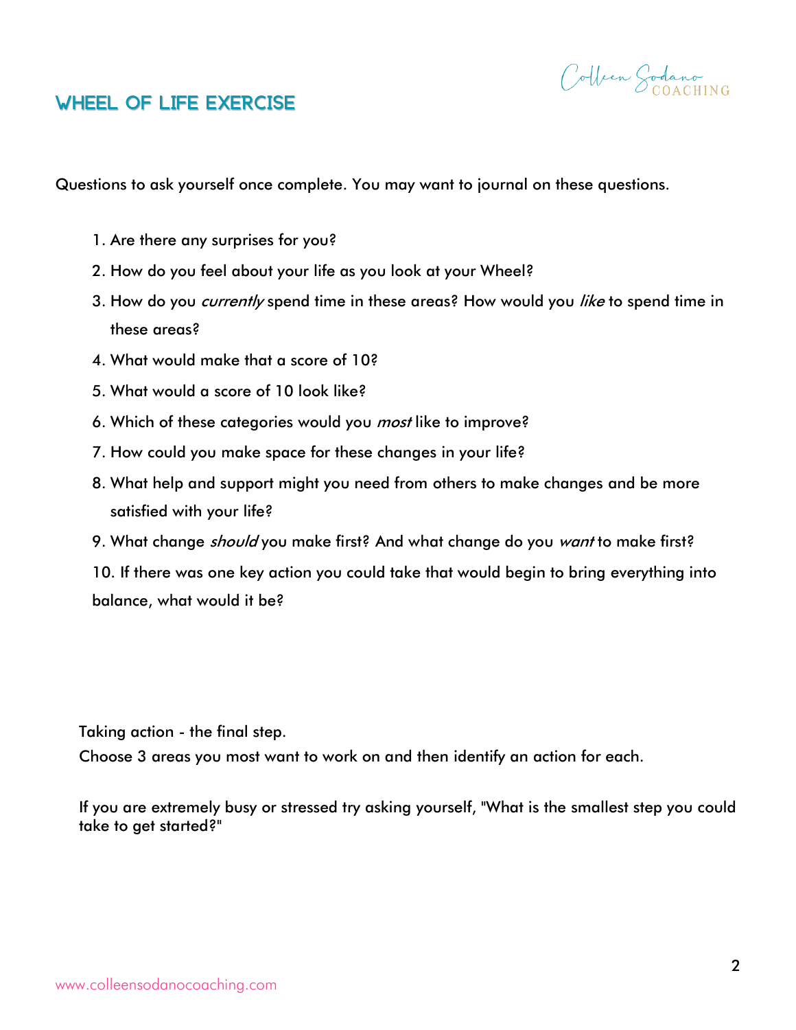# Wheel of Life Exercise

Questions to ask yourself once complete. You may want to journal on these questions.

1. Are there any surprises for you?
2. How do you feel about your life as you look at your Wheel?
3. How do you *currently* spend time in these areas? How would you *like* to spend time in these areas?
4. What would make that a score of 10?
5. What would a score of 10 look like?
6. Which of these categories would you *most* like to improve?
7. How could you make space for these changes in your life?
8. What help and support might you need from others to make changes and be more satisfied with your life?
9. What change *should* you make first? And what change do you *want* to make first?
10. If there was one key action you could take that would begin to bring everything into balance, what would it be?

Taking action - the final step.
Choose 3 areas you most want to work on and then identify an action for each.

If you are extremely busy or stressed try asking yourself, "What is the smallest step you could take to get started?"